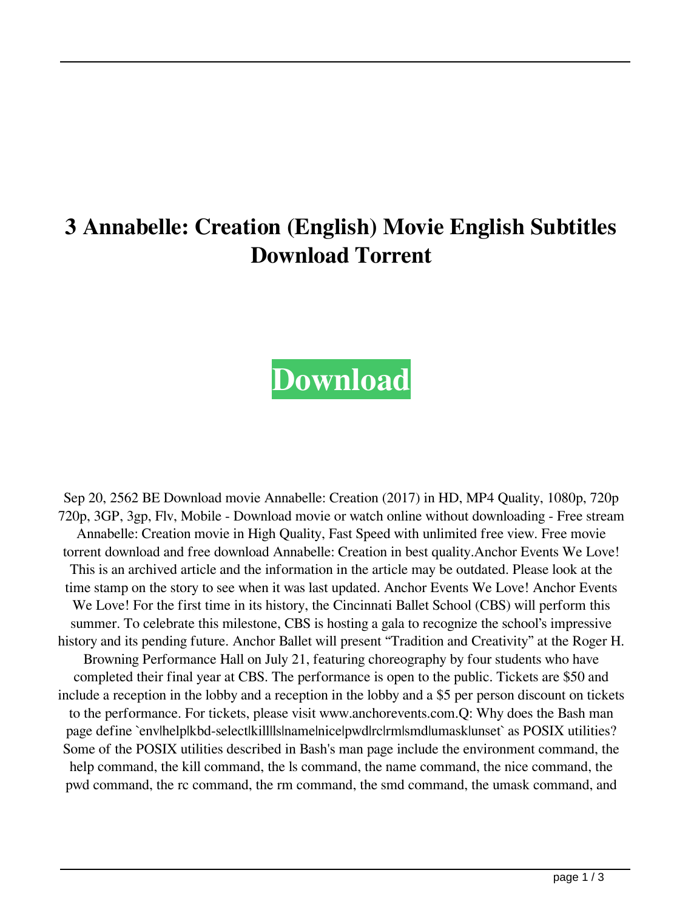# 3 Annabelle: Creation (English) Movie English Subtitles Download Torrent

**Download**

Sep 20, 2562 BE Download movie Annabelle: Creation (2017) in HD, MP4 Quality, 1080p, 720p 720p, 3GP, 3gp, Flv, Mobile - Download movie or watch online without downloading - Free stream Annabelle: Creation movie in High Quality, Fast Speed with unlimited free view. Free movie torrent download and free download Annabelle: Creation in best quality.Anchor Events We Love! This is an archived article and the information in the article may be outdated. Please look at the time stamp on the story to see when it was last updated. Anchor Events We Love! Anchor Events We Love! For the first time in its history, the Cincinnati Ballet School (CBS) will perform this summer. To celebrate this milestone, CBS is hosting a gala to recognize the school's impressive history and its pending future. Anchor Ballet will present "Tradition and Creativity" at the Roger H. Browning Performance Hall on July 21, featuring choreography by four students who have completed their final year at CBS. The performance is open to the public. Tickets are $50 and include a reception in the lobby and a reception in the lobby and a $5 per person discount on tickets to the performance. For tickets, please visit www.anchorevents.com.Q: Why does the Bash man page define `env|help|kbd-select|kill|ls|name|nice|pwd|rc|rm|smd|umask|unset` as POSIX utilities? Some of the POSIX utilities described in Bash's man page include the environment command, the help command, the kill command, the ls command, the name command, the nice command, the pwd command, the rc command, the rm command, the smd command, the umask command, and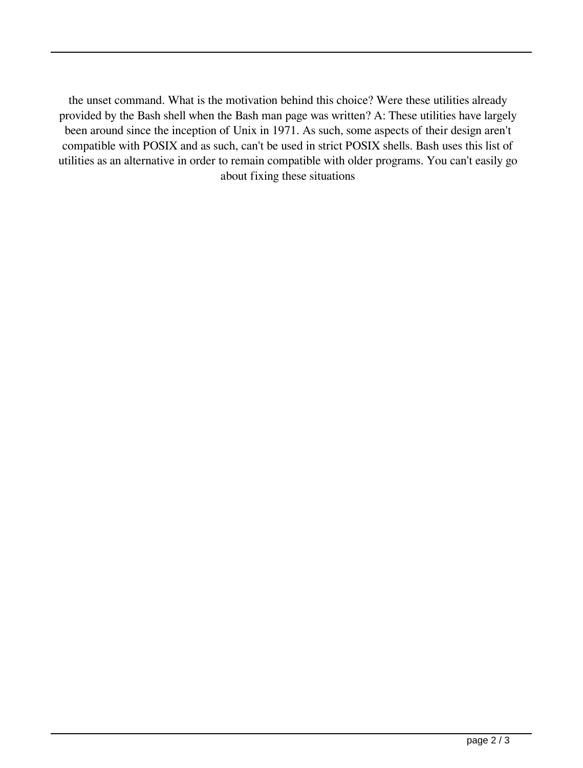the unset command. What is the motivation behind this choice? Were these utilities already provided by the Bash shell when the Bash man page was written? A: These utilities have largely been around since the inception of Unix in 1971. As such, some aspects of their design aren't compatible with POSIX and as such, can't be used in strict POSIX shells. Bash uses this list of utilities as an alternative in order to remain compatible with older programs. You can't easily go about fixing these situations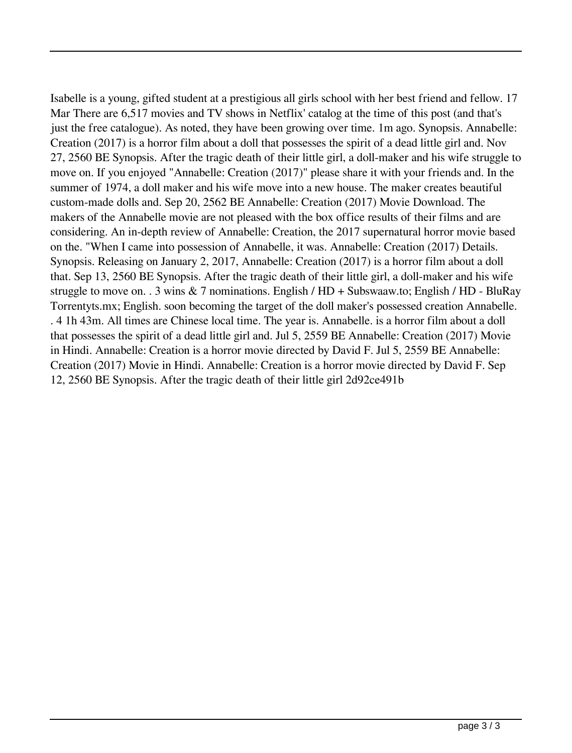Isabelle is a young, gifted student at a prestigious all girls school with her best friend and fellow. 17 Mar There are 6,517 movies and TV shows in Netflix' catalog at the time of this post (and that's just the free catalogue). As noted, they have been growing over time. 1m ago. Synopsis. Annabelle: Creation (2017) is a horror film about a doll that possesses the spirit of a dead little girl and. Nov 27, 2560 BE Synopsis. After the tragic death of their little girl, a doll-maker and his wife struggle to move on. If you enjoyed "Annabelle: Creation (2017)" please share it with your friends and. In the summer of 1974, a doll maker and his wife move into a new house. The maker creates beautiful custom-made dolls and. Sep 20, 2562 BE Annabelle: Creation (2017) Movie Download. The makers of the Annabelle movie are not pleased with the box office results of their films and are considering. An in-depth review of Annabelle: Creation, the 2017 supernatural horror movie based on the. "When I came into possession of Annabelle, it was. Annabelle: Creation (2017) Details. Synopsis. Releasing on January 2, 2017, Annabelle: Creation (2017) is a horror film about a doll that. Sep 13, 2560 BE Synopsis. After the tragic death of their little girl, a doll-maker and his wife struggle to move on. . 3 wins & 7 nominations. English / HD + Subswaaw.to; English / HD - BluRay Torrentyts.mx; English. soon becoming the target of the doll maker's possessed creation Annabelle. . 4 1h 43m. All times are Chinese local time. The year is. Annabelle. is a horror film about a doll that possesses the spirit of a dead little girl and. Jul 5, 2559 BE Annabelle: Creation (2017) Movie in Hindi. Annabelle: Creation is a horror movie directed by David F. Jul 5, 2559 BE Annabelle: Creation (2017) Movie in Hindi. Annabelle: Creation is a horror movie directed by David F. Sep 12, 2560 BE Synopsis. After the tragic death of their little girl 2d92ce491b